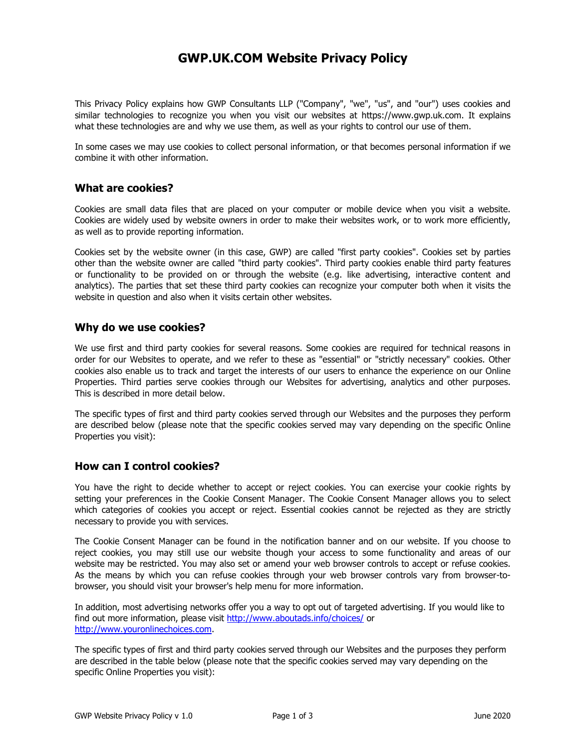# GWP.UK.COM Website Privacy Policy

This Privacy Policy explains how GWP Consultants LLP ("Company", "we", "us", and "our") uses cookies and similar technologies to recognize you when you visit our websites at https://www.gwp.uk.com. It explains what these technologies are and why we use them, as well as your rights to control our use of them.

In some cases we may use cookies to collect personal information, or that becomes personal information if we combine it with other information.

## What are cookies?

Cookies are small data files that are placed on your computer or mobile device when you visit a website. Cookies are widely used by website owners in order to make their websites work, or to work more efficiently, as well as to provide reporting information.

Cookies set by the website owner (in this case, GWP) are called "first party cookies". Cookies set by parties other than the website owner are called "third party cookies". Third party cookies enable third party features or functionality to be provided on or through the website (e.g. like advertising, interactive content and analytics). The parties that set these third party cookies can recognize your computer both when it visits the website in question and also when it visits certain other websites.

## Why do we use cookies?

We use first and third party cookies for several reasons. Some cookies are required for technical reasons in order for our Websites to operate, and we refer to these as "essential" or "strictly necessary" cookies. Other cookies also enable us to track and target the interests of our users to enhance the experience on our Online Properties. Third parties serve cookies through our Websites for advertising, analytics and other purposes. This is described in more detail below.

The specific types of first and third party cookies served through our Websites and the purposes they perform are described below (please note that the specific cookies served may vary depending on the specific Online Properties you visit):

## How can I control cookies?

You have the right to decide whether to accept or reject cookies. You can exercise your cookie rights by setting your preferences in the Cookie Consent Manager. The Cookie Consent Manager allows you to select which categories of cookies you accept or reject. Essential cookies cannot be rejected as they are strictly necessary to provide you with services.

The Cookie Consent Manager can be found in the notification banner and on our website. If you choose to reject cookies, you may still use our website though your access to some functionality and areas of our website may be restricted. You may also set or amend your web browser controls to accept or refuse cookies. As the means by which you can refuse cookies through your web browser controls vary from browser-to-browser, you should visit your browser's help menu for more information.

In addition, most advertising networks offer you a way to opt out of targeted advertising. If you would like to find out more information, please visit [http://www.aboutads.info/choices/](http://www.aboutads.info/choices/) or [http://www.youronlinechoices.com](http://www.youronlinechoices.com).

The specific types of first and third party cookies served through our Websites and the purposes they perform are described in the table below (please note that the specific cookies served may vary depending on the specific Online Properties you visit):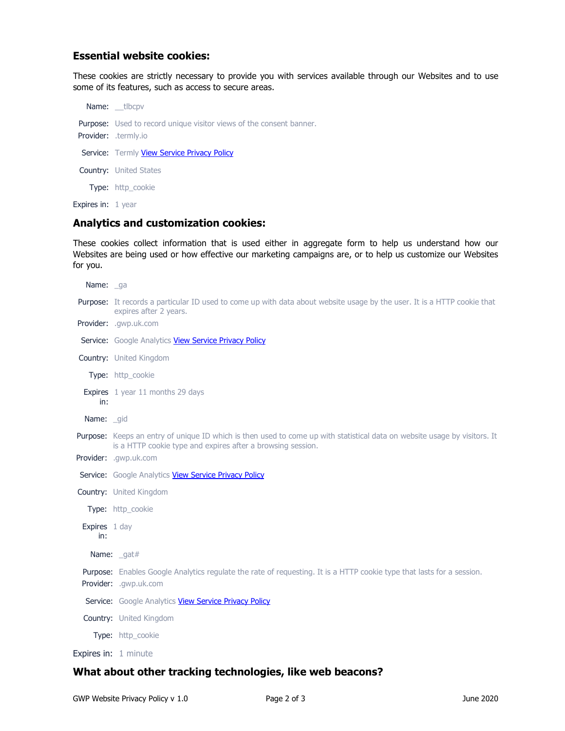## Essential website cookies:

These cookies are strictly necessary to provide you with services available through our Websites and to use some of its features, such as access to secure areas.

Name: __tlbcpv

Purpose: Used to record unique visitor views of the consent banner.

Provider: .termly.io

Service: Termly [View Service Privacy Policy]

Country: United States

Type: http_cookie

Expires in: 1 year

## Analytics and customization cookies:

These cookies collect information that is used either in aggregate form to help us understand how our Websites are being used or how effective our marketing campaigns are, or to help us customize our Websites for you.

Name: _ga

Purpose: It records a particular ID used to come up with data about website usage by the user. It is a HTTP cookie that expires after 2 years.

Provider: .gwp.uk.com

Service: Google Analytics [View Service Privacy Policy]

Country: United Kingdom

Type: http_cookie

Expires in: 1 year 11 months 29 days

Name: _gid

Purpose: Keeps an entry of unique ID which is then used to come up with statistical data on website usage by visitors. It is a HTTP cookie type and expires after a browsing session.

Provider: .gwp.uk.com

Service: Google Analytics [View Service Privacy Policy]

Country: United Kingdom

Type: http_cookie

Expires in: 1 day

Name: _gat#

Purpose: Enables Google Analytics regulate the rate of requesting. It is a HTTP cookie type that lasts for a session.

Provider: .gwp.uk.com

Service: Google Analytics [View Service Privacy Policy]

Country: United Kingdom

Type: http_cookie

Expires in: 1 minute

## What about other tracking technologies, like web beacons?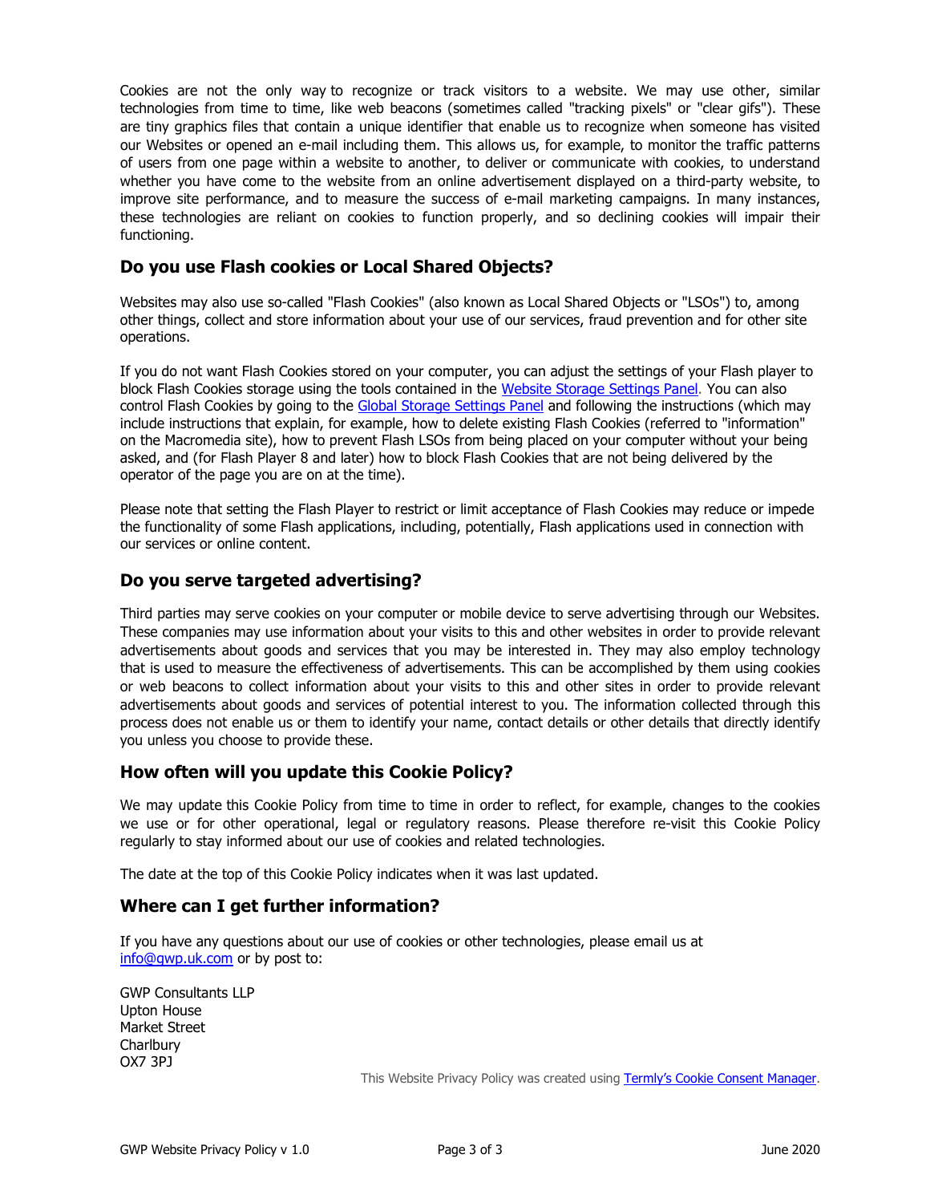Cookies are not the only way to recognize or track visitors to a website. We may use other, similar technologies from time to time, like web beacons (sometimes called "tracking pixels" or "clear gifs"). These are tiny graphics files that contain a unique identifier that enable us to recognize when someone has visited our Websites or opened an e-mail including them. This allows us, for example, to monitor the traffic patterns of users from one page within a website to another, to deliver or communicate with cookies, to understand whether you have come to the website from an online advertisement displayed on a third-party website, to improve site performance, and to measure the success of e-mail marketing campaigns. In many instances, these technologies are reliant on cookies to function properly, and so declining cookies will impair their functioning.

## Do you use Flash cookies or Local Shared Objects?

Websites may also use so-called "Flash Cookies" (also known as Local Shared Objects or "LSOs") to, among other things, collect and store information about your use of our services, fraud prevention and for other site operations.

If you do not want Flash Cookies stored on your computer, you can adjust the settings of your Flash player to block Flash Cookies storage using the tools contained in the Website Storage Settings Panel. You can also control Flash Cookies by going to the Global Storage Settings Panel and following the instructions (which may include instructions that explain, for example, how to delete existing Flash Cookies (referred to "information" on the Macromedia site), how to prevent Flash LSOs from being placed on your computer without your being asked, and (for Flash Player 8 and later) how to block Flash Cookies that are not being delivered by the operator of the page you are on at the time).

Please note that setting the Flash Player to restrict or limit acceptance of Flash Cookies may reduce or impede the functionality of some Flash applications, including, potentially, Flash applications used in connection with our services or online content.

## Do you serve targeted advertising?

Third parties may serve cookies on your computer or mobile device to serve advertising through our Websites. These companies may use information about your visits to this and other websites in order to provide relevant advertisements about goods and services that you may be interested in. They may also employ technology that is used to measure the effectiveness of advertisements. This can be accomplished by them using cookies or web beacons to collect information about your visits to this and other sites in order to provide relevant advertisements about goods and services of potential interest to you. The information collected through this process does not enable us or them to identify your name, contact details or other details that directly identify you unless you choose to provide these.

## How often will you update this Cookie Policy?

We may update this Cookie Policy from time to time in order to reflect, for example, changes to the cookies we use or for other operational, legal or regulatory reasons. Please therefore re-visit this Cookie Policy regularly to stay informed about our use of cookies and related technologies.

The date at the top of this Cookie Policy indicates when it was last updated.

## Where can I get further information?

If you have any questions about our use of cookies or other technologies, please email us at info@gwp.uk.com or by post to:

GWP Consultants LLP
Upton House
Market Street
Charlbury
OX7 3PJ

This Website Privacy Policy was created using Termly's Cookie Consent Manager.